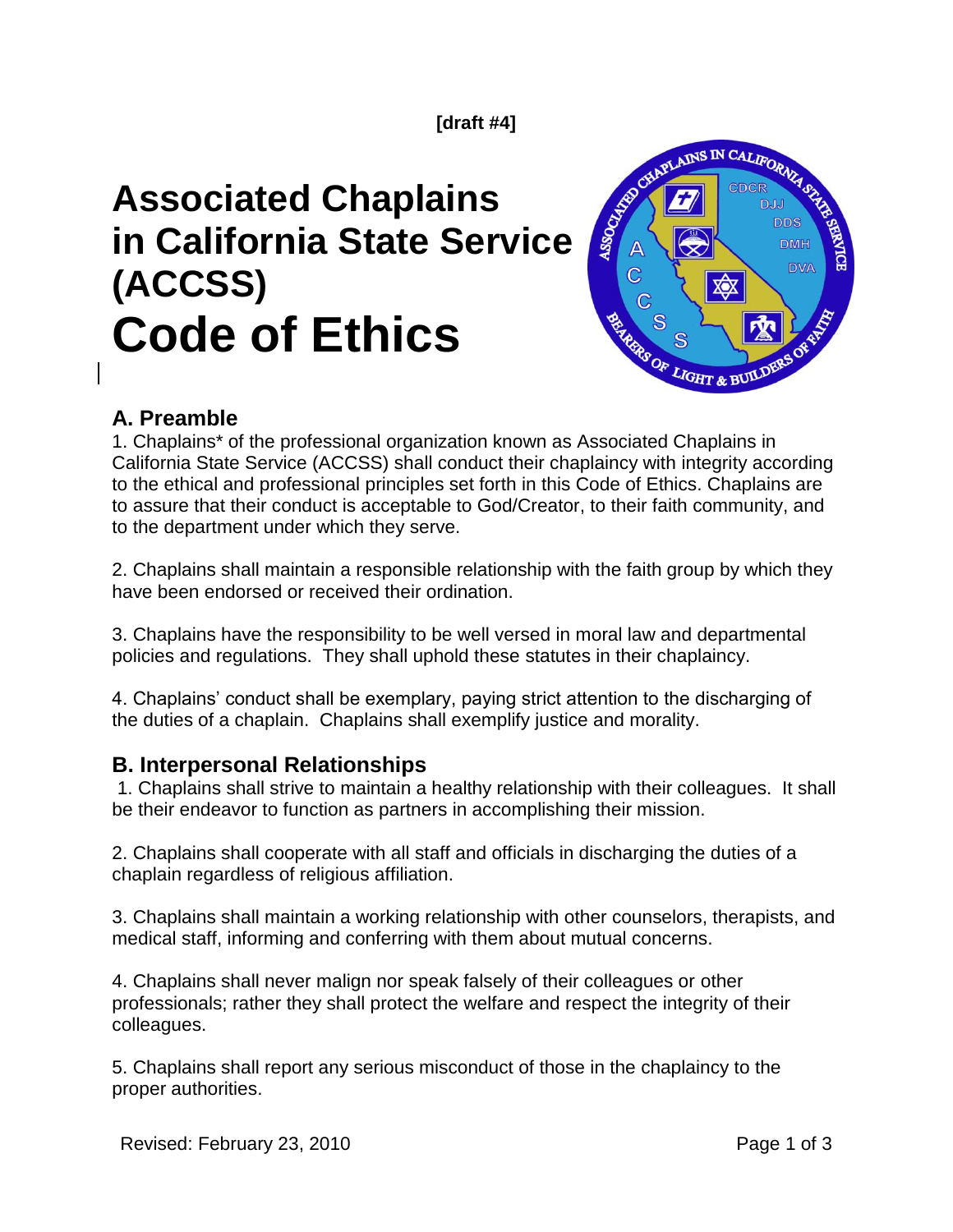[draft #4]

# Associated Chaplains in California State Service (ACCSS)
# Code of Ethics

## A. Preamble

1. Chaplains* of the professional organization known as Associated Chaplains in California State Service (ACCSS) shall conduct their chaplaincy with integrity according to the ethical and professional principles set forth in this Code of Ethics. Chaplains are to assure that their conduct is acceptable to God/Creator, to their faith community, and to the department under which they serve.

2. Chaplains shall maintain a responsible relationship with the faith group by which they have been endorsed or received their ordination.

3. Chaplains have the responsibility to be well versed in moral law and departmental policies and regulations. They shall uphold these statutes in their chaplaincy.

4. Chaplains' conduct shall be exemplary, paying strict attention to the discharging of the duties of a chaplain. Chaplains shall exemplify justice and morality.

## B. Interpersonal Relationships

1. Chaplains shall strive to maintain a healthy relationship with their colleagues. It shall be their endeavor to function as partners in accomplishing their mission.

2. Chaplains shall cooperate with all staff and officials in discharging the duties of a chaplain regardless of religious affiliation.

3. Chaplains shall maintain a working relationship with other counselors, therapists, and medical staff, informing and conferring with them about mutual concerns.

4. Chaplains shall never malign nor speak falsely of their colleagues or other professionals; rather they shall protect the welfare and respect the integrity of their colleagues.

5. Chaplains shall report any serious misconduct of those in the chaplaincy to the proper authorities.

Revised: February 23, 2010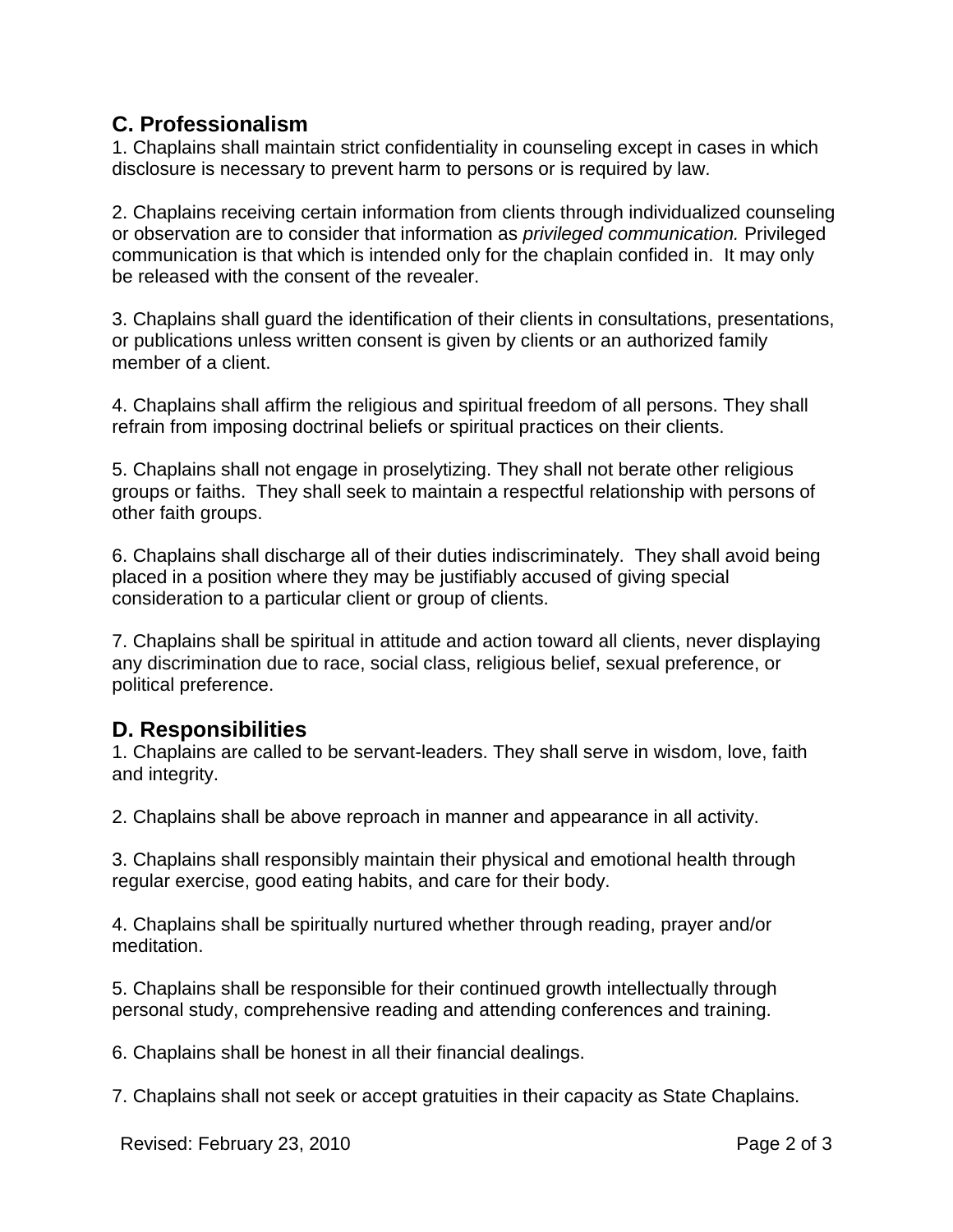## C. Professionalism

1. Chaplains shall maintain strict confidentiality in counseling except in cases in which disclosure is necessary to prevent harm to persons or is required by law.

2. Chaplains receiving certain information from clients through individualized counseling or observation are to consider that information as *privileged communication.* Privileged communication is that which is intended only for the chaplain confided in. It may only be released with the consent of the revealer.

3. Chaplains shall guard the identification of their clients in consultations, presentations, or publications unless written consent is given by clients or an authorized family member of a client.

4. Chaplains shall affirm the religious and spiritual freedom of all persons. They shall refrain from imposing doctrinal beliefs or spiritual practices on their clients.

5. Chaplains shall not engage in proselytizing. They shall not berate other religious groups or faiths. They shall seek to maintain a respectful relationship with persons of other faith groups.

6. Chaplains shall discharge all of their duties indiscriminately. They shall avoid being placed in a position where they may be justifiably accused of giving special consideration to a particular client or group of clients.

7. Chaplains shall be spiritual in attitude and action toward all clients, never displaying any discrimination due to race, social class, religious belief, sexual preference, or political preference.

## D. Responsibilities

1. Chaplains are called to be servant-leaders. They shall serve in wisdom, love, faith and integrity.

2. Chaplains shall be above reproach in manner and appearance in all activity.

3. Chaplains shall responsibly maintain their physical and emotional health through regular exercise, good eating habits, and care for their body.

4. Chaplains shall be spiritually nurtured whether through reading, prayer and/or meditation.

5. Chaplains shall be responsible for their continued growth intellectually through personal study, comprehensive reading and attending conferences and training.

6. Chaplains shall be honest in all their financial dealings.

7. Chaplains shall not seek or accept gratuities in their capacity as State Chaplains.

Revised: February 23, 2010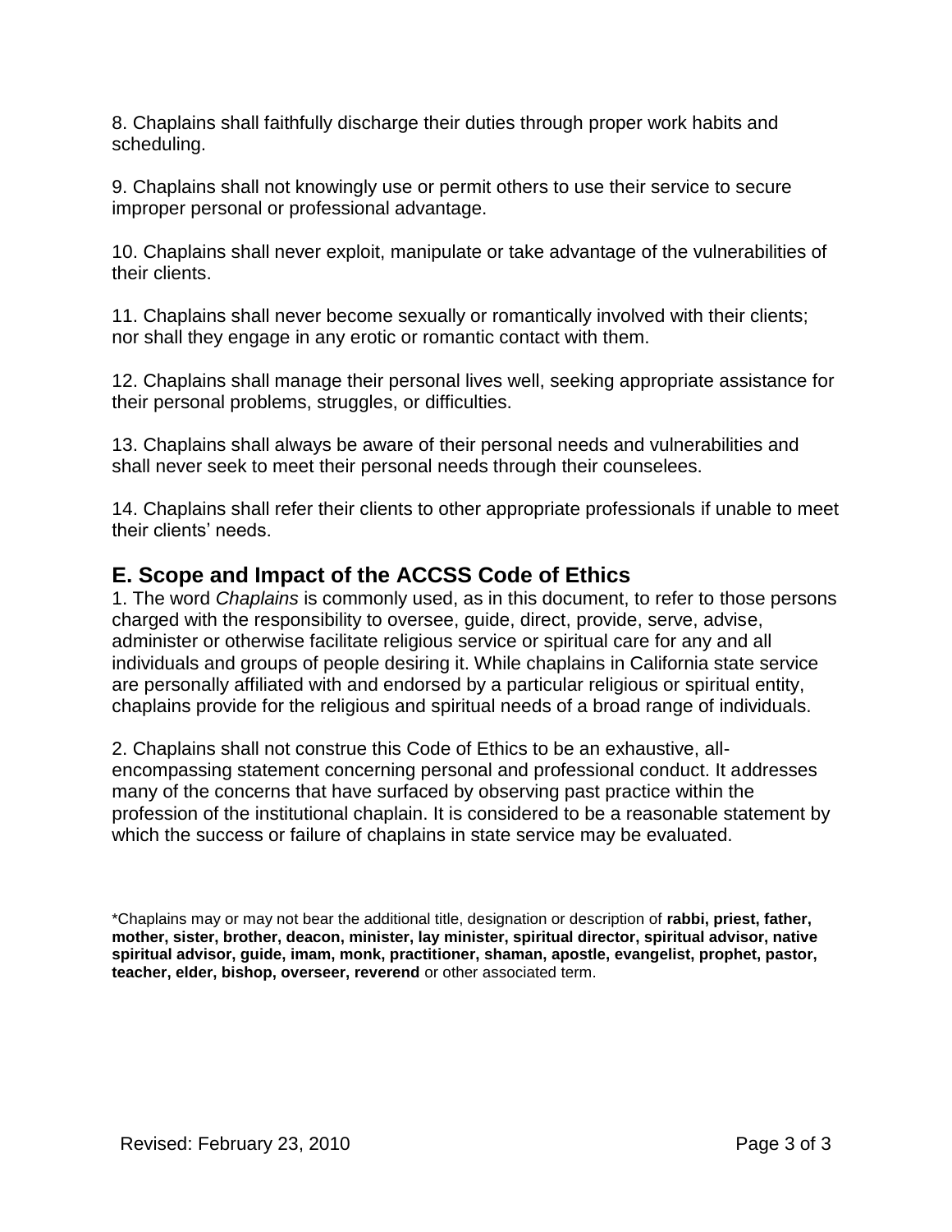8. Chaplains shall faithfully discharge their duties through proper work habits and scheduling.

9. Chaplains shall not knowingly use or permit others to use their service to secure improper personal or professional advantage.

10. Chaplains shall never exploit, manipulate or take advantage of the vulnerabilities of their clients.

11. Chaplains shall never become sexually or romantically involved with their clients; nor shall they engage in any erotic or romantic contact with them.

12. Chaplains shall manage their personal lives well, seeking appropriate assistance for their personal problems, struggles, or difficulties.

13. Chaplains shall always be aware of their personal needs and vulnerabilities and shall never seek to meet their personal needs through their counselees.

14. Chaplains shall refer their clients to other appropriate professionals if unable to meet their clients' needs.

## E. Scope and Impact of the ACCSS Code of Ethics

1. The word *Chaplains* is commonly used, as in this document, to refer to those persons charged with the responsibility to oversee, guide, direct, provide, serve, advise, administer or otherwise facilitate religious service or spiritual care for any and all individuals and groups of people desiring it. While chaplains in California state service are personally affiliated with and endorsed by a particular religious or spiritual entity, chaplains provide for the religious and spiritual needs of a broad range of individuals.

2. Chaplains shall not construe this Code of Ethics to be an exhaustive, all-encompassing statement concerning personal and professional conduct. It addresses many of the concerns that have surfaced by observing past practice within the profession of the institutional chaplain. It is considered to be a reasonable statement by which the success or failure of chaplains in state service may be evaluated.

*Chaplains may or may not bear the additional title, designation or description of **rabbi, priest, father, mother, sister, brother, deacon, minister, lay minister, spiritual director, spiritual advisor, native spiritual advisor, guide, imam, monk, practitioner, shaman, apostle, evangelist, prophet, pastor, teacher, elder, bishop, overseer, reverend** or other associated term.

Revised: February 23, 2010